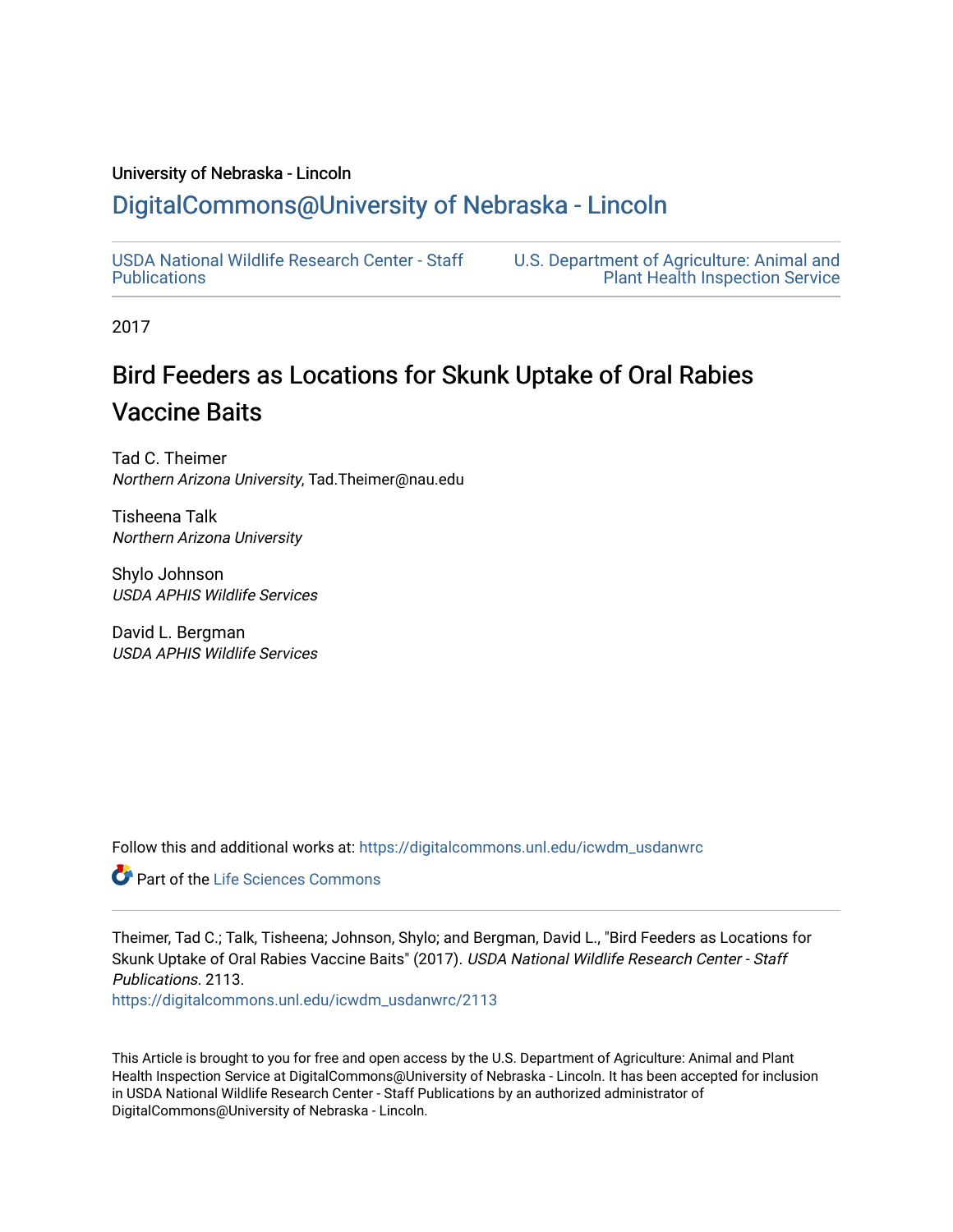University of Nebraska - Lincoln

## DigitalCommons@University of Nebraska - Lincoln

USDA National Wildlife Research Center - Staff Publications

U.S. Department of Agriculture: Animal and Plant Health Inspection Service

2017

# Bird Feeders as Locations for Skunk Uptake of Oral Rabies Vaccine Baits

Tad C. Theimer
*Northern Arizona University*, Tad.Theimer@nau.edu

Tisheena Talk
*Northern Arizona University*

Shylo Johnson
*USDA APHIS Wildlife Services*

David L. Bergman
*USDA APHIS Wildlife Services*

Follow this and additional works at: https://digitalcommons.unl.edu/icwdm_usdanwrc

Part of the Life Sciences Commons

Theimer, Tad C.; Talk, Tisheena; Johnson, Shylo; and Bergman, David L., "Bird Feeders as Locations for Skunk Uptake of Oral Rabies Vaccine Baits" (2017). *USDA National Wildlife Research Center - Staff Publications*. 2113.
https://digitalcommons.unl.edu/icwdm_usdanwrc/2113

This Article is brought to you for free and open access by the U.S. Department of Agriculture: Animal and Plant Health Inspection Service at DigitalCommons@University of Nebraska - Lincoln. It has been accepted for inclusion in USDA National Wildlife Research Center - Staff Publications by an authorized administrator of DigitalCommons@University of Nebraska - Lincoln.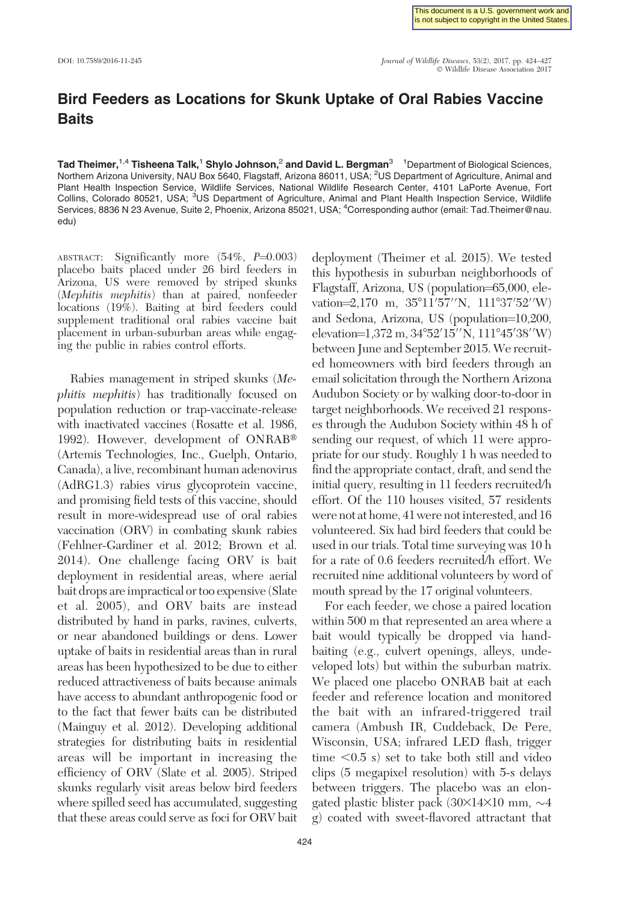# Bird Feeders as Locations for Skunk Uptake of Oral Rabies Vaccine Baits

**Tad Theimer,**[1,4] **Tisheena Talk,**[1] **Shylo Johnson,**[2] **and David L. Bergman**[3] [1]Department of Biological Sciences, Northern Arizona University, NAU Box 5640, Flagstaff, Arizona 86011, USA; [2]US Department of Agriculture, Animal and Plant Health Inspection Service, Wildlife Services, National Wildlife Research Center, 4101 LaPorte Avenue, Fort Collins, Colorado 80521, USA; [3]US Department of Agriculture, Animal and Plant Health Inspection Service, Wildlife Services, 8836 N 23 Avenue, Suite 2, Phoenix, Arizona 85021, USA; [4]Corresponding author (email: Tad.Theimer@nau.edu)

ABSTRACT: Significantly more (54%, $P=0.003$) placebo baits placed under 26 bird feeders in Arizona, US were removed by striped skunks (*Mephitis mephitis*) than at paired, nonfeeder locations (19%). Baiting at bird feeders could supplement traditional oral rabies vaccine bait placement in urban-suburban areas while engaging the public in rabies control efforts.

Rabies management in striped skunks (*Mephitis mephitis*) has traditionally focused on population reduction or trap-vaccinate-release with inactivated vaccines (Rosatte et al. 1986, 1992). However, development of ONRAB® (Artemis Technologies, Inc., Guelph, Ontario, Canada), a live, recombinant human adenovirus (AdRG1.3) rabies virus glycoprotein vaccine, and promising field tests of this vaccine, should result in more-widespread use of oral rabies vaccination (ORV) in combating skunk rabies (Fehlner-Gardiner et al. 2012; Brown et al. 2014). One challenge facing ORV is bait deployment in residential areas, where aerial bait drops are impractical or too expensive (Slate et al. 2005), and ORV baits are instead distributed by hand in parks, ravines, culverts, or near abandoned buildings or dens. Lower uptake of baits in residential areas than in rural areas has been hypothesized to be due to either reduced attractiveness of baits because animals have access to abundant anthropogenic food or to the fact that fewer baits can be distributed (Mainguy et al. 2012). Developing additional strategies for distributing baits in residential areas will be important in increasing the efficiency of ORV (Slate et al. 2005). Striped skunks regularly visit areas below bird feeders where spilled seed has accumulated, suggesting that these areas could serve as foci for ORV bait deployment (Theimer et al. 2015). We tested this hypothesis in suburban neighborhoods of Flagstaff, Arizona, US (population=65,000, elevation=2,170 m, 35°11′57″N, 111°37′52″W) and Sedona, Arizona, US (population=10,200, elevation=1,372 m, 34°52′15″N, 111°45′38″W) between June and September 2015. We recruited homeowners with bird feeders through an email solicitation through the Northern Arizona Audubon Society or by walking door-to-door in target neighborhoods. We received 21 responses through the Audubon Society within 48 h of sending our request, of which 11 were appropriate for our study. Roughly 1 h was needed to find the appropriate contact, draft, and send the initial query, resulting in 11 feeders recruited/h effort. Of the 110 houses visited, 57 residents were not at home, 41 were not interested, and 16 volunteered. Six had bird feeders that could be used in our trials. Total time surveying was 10 h for a rate of 0.6 feeders recruited/h effort. We recruited nine additional volunteers by word of mouth spread by the 17 original volunteers.

For each feeder, we chose a paired location within 500 m that represented an area where a bait would typically be dropped via hand-baiting (e.g., culvert openings, alleys, undeveloped lots) but within the suburban matrix. We placed one placebo ONRAB bait at each feeder and reference location and monitored the bait with an infrared-triggered trail camera (Ambush IR, Cuddeback, De Pere, Wisconsin, USA; infrared LED flash, trigger time <0.5 s) set to take both still and video clips (5 megapixel resolution) with 5-s delays between triggers. The placebo was an elongated plastic blister pack (30×14×10 mm, ~4 g) coated with sweet-flavored attractant that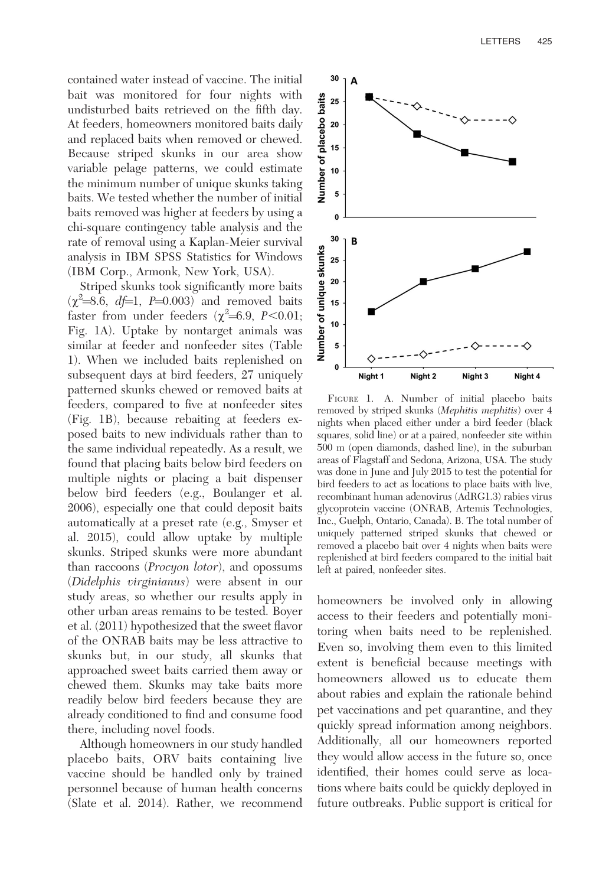contained water instead of vaccine. The initial bait was monitored for four nights with undisturbed baits retrieved on the fifth day. At feeders, homeowners monitored baits daily and replaced baits when removed or chewed. Because striped skunks in our area show variable pelage patterns, we could estimate the minimum number of unique skunks taking baits. We tested whether the number of initial baits removed was higher at feeders by using a chi-square contingency table analysis and the rate of removal using a Kaplan-Meier survival analysis in IBM SPSS Statistics for Windows (IBM Corp., Armonk, New York, USA).

Striped skunks took significantly more baits ($\chi^2$=8.6, *df*=1, *P*=0.003) and removed baits faster from under feeders ($\chi^2$=6.9, $P<0.01$; Fig. 1A). Uptake by nontarget animals was similar at feeder and nonfeeder sites (Table 1). When we included baits replenished on subsequent days at bird feeders, 27 uniquely patterned skunks chewed or removed baits at feeders, compared to five at nonfeeder sites (Fig. 1B), because rebaiting at feeders exposed baits to new individuals rather than to the same individual repeatedly. As a result, we found that placing baits below bird feeders on multiple nights or placing a bait dispenser below bird feeders (e.g., Boulanger et al. 2006), especially one that could deposit baits automatically at a preset rate (e.g., Smyser et al. 2015), could allow uptake by multiple skunks. Striped skunks were more abundant than raccoons (*Procyon lotor*), and opossums (*Didelphis virginianus*) were absent in our study areas, so whether our results apply in other urban areas remains to be tested. Boyer et al. (2011) hypothesized that the sweet flavor of the ONRAB baits may be less attractive to skunks but, in our study, all skunks that approached sweet baits carried them away or chewed them. Skunks may take baits more readily below bird feeders because they are already conditioned to find and consume food there, including novel foods.

Although homeowners in our study handled placebo baits, ORV baits containing live vaccine should be handled only by trained personnel because of human health concerns (Slate et al. 2014). Rather, we recommend homeowners be involved only in allowing access to their feeders and potentially monitoring when baits need to be replenished. Even so, involving them even to this limited extent is beneficial because meetings with homeowners allowed us to educate them about rabies and explain the rationale behind pet vaccinations and pet quarantine, and they quickly spread information among neighbors. Additionally, all our homeowners reported they would allow access in the future so, once identified, their homes could serve as locations where baits could be quickly deployed in future outbreaks. Public support is critical for

FIGURE 1. A. Number of initial placebo baits removed by striped skunks (*Mephitis mephitis*) over 4 nights when placed either under a bird feeder (black squares, solid line) or at a paired, nonfeeder site within 500 m (open diamonds, dashed line), in the suburban areas of Flagstaff and Sedona, Arizona, USA. The study was done in June and July 2015 to test the potential for bird feeders to act as locations to place baits with live, recombinant human adenovirus (AdRG1.3) rabies virus glycoprotein vaccine (ONRAB, Artemis Technologies, Inc., Guelph, Ontario, Canada). B. The total number of uniquely patterned striped skunks that chewed or removed a placebo bait over 4 nights when baits were replenished at bird feeders compared to the initial bait left at paired, nonfeeder sites.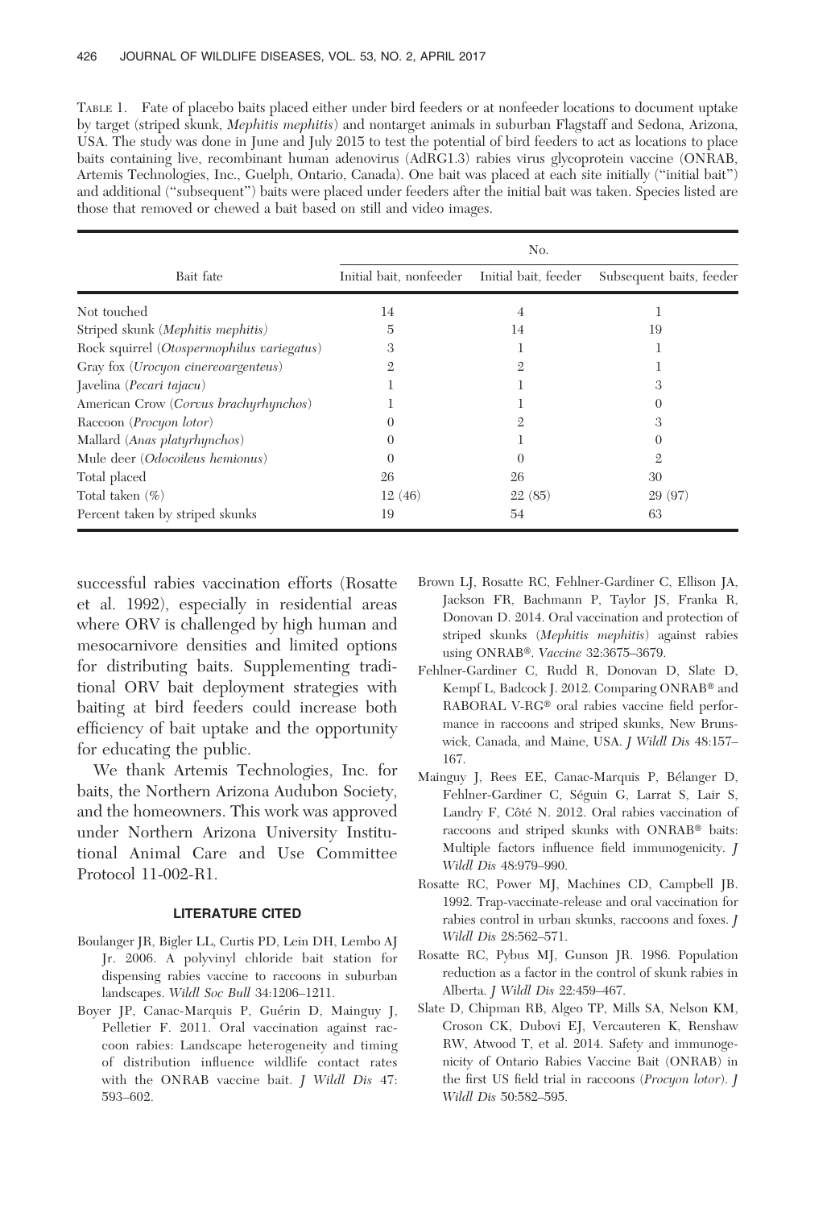TABLE 1. Fate of placebo baits placed either under bird feeders or at nonfeeder locations to document uptake by target (striped skunk, *Mephitis mephitis*) and nontarget animals in suburban Flagstaff and Sedona, Arizona, USA. The study was done in June and July 2015 to test the potential of bird feeders to act as locations to place baits containing live, recombinant human adenovirus (AdRG1.3) rabies virus glycoprotein vaccine (ONRAB, Artemis Technologies, Inc., Guelph, Ontario, Canada). One bait was placed at each site initially ("initial bait") and additional ("subsequent") baits were placed under feeders after the initial bait was taken. Species listed are those that removed or chewed a bait based on still and video images.

| Bait fate | No. | | |
|---|---|---|---|
| | Initial bait, nonfeeder | Initial bait, feeder | Subsequent baits, feeder |
| Not touched | 14 | 4 | 1 |
| Striped skunk (*Mephitis mephitis*) | 5 | 14 | 19 |
| Rock squirrel (*Otospermophilus variegatus*) | 3 | 1 | 1 |
| Gray fox (*Urocyon cinereoargenteus*) | 2 | 2 | 1 |
| Javelina (*Pecari tajacu*) | 1 | 1 | 3 |
| American Crow (*Corvus brachyrhynchos*) | 1 | 1 | 0 |
| Raccoon (*Procyon lotor*) | 0 | 2 | 3 |
| Mallard (*Anas platyrhynchos*) | 0 | 1 | 0 |
| Mule deer (*Odocoileus hemionus*) | 0 | 0 | 2 |
| Total placed | 26 | 26 | 30 |
| Total taken (%) | 12 (46) | 22 (85) | 29 (97) |
| Percent taken by striped skunks | 19 | 54 | 63 |

successful rabies vaccination efforts (Rosatte et al. 1992), especially in residential areas where ORV is challenged by high human and mesocarnivore densities and limited options for distributing baits. Supplementing traditional ORV bait deployment strategies with baiting at bird feeders could increase both efficiency of bait uptake and the opportunity for educating the public.

We thank Artemis Technologies, Inc. for baits, the Northern Arizona Audubon Society, and the homeowners. This work was approved under Northern Arizona University Institutional Animal Care and Use Committee Protocol 11-002-R1.

## LITERATURE CITED

Boulanger JR, Bigler LL, Curtis PD, Lein DH, Lembo AJ Jr. 2006. A polyvinyl chloride bait station for dispensing rabies vaccine to raccoons in suburban landscapes. *Wildl Soc Bull* 34:1206–1211.

Boyer JP, Canac-Marquis P, Guérin D, Mainguy J, Pelletier F. 2011. Oral vaccination against raccoon rabies: Landscape heterogeneity and timing of distribution influence wildlife contact rates with the ONRAB vaccine bait. *J Wildl Dis* 47: 593–602.

Brown LJ, Rosatte RC, Fehlner-Gardiner C, Ellison JA, Jackson FR, Bachmann P, Taylor JS, Franka R, Donovan D. 2014. Oral vaccination and protection of striped skunks (*Mephitis mephitis*) against rabies using ONRAB®. *Vaccine* 32:3675–3679.

Fehlner-Gardiner C, Rudd R, Donovan D, Slate D, Kempf L, Badcock J. 2012. Comparing ONRAB® and RABORAL V-RG® oral rabies vaccine field performance in raccoons and striped skunks, New Brunswick, Canada, and Maine, USA. *J Wildl Dis* 48:157–167.

Mainguy J, Rees EE, Canac-Marquis P, Bélanger D, Fehlner-Gardiner C, Séguin G, Larrat S, Lair S, Landry F, Côté N. 2012. Oral rabies vaccination of raccoons and striped skunks with ONRAB® baits: Multiple factors influence field immunogenicity. *J Wildl Dis* 48:979–990.

Rosatte RC, Power MJ, Machines CD, Campbell JB. 1992. Trap-vaccinate-release and oral vaccination for rabies control in urban skunks, raccoons and foxes. *J Wildl Dis* 28:562–571.

Rosatte RC, Pybus MJ, Gunson JR. 1986. Population reduction as a factor in the control of skunk rabies in Alberta. *J Wildl Dis* 22:459–467.

Slate D, Chipman RB, Algeo TP, Mills SA, Nelson KM, Croson CK, Dubovi EJ, Vercauteren K, Renshaw RW, Atwood T, et al. 2014. Safety and immunogenicity of Ontario Rabies Vaccine Bait (ONRAB) in the first US field trial in raccoons (*Procyon lotor*). *J Wildl Dis* 50:582–595.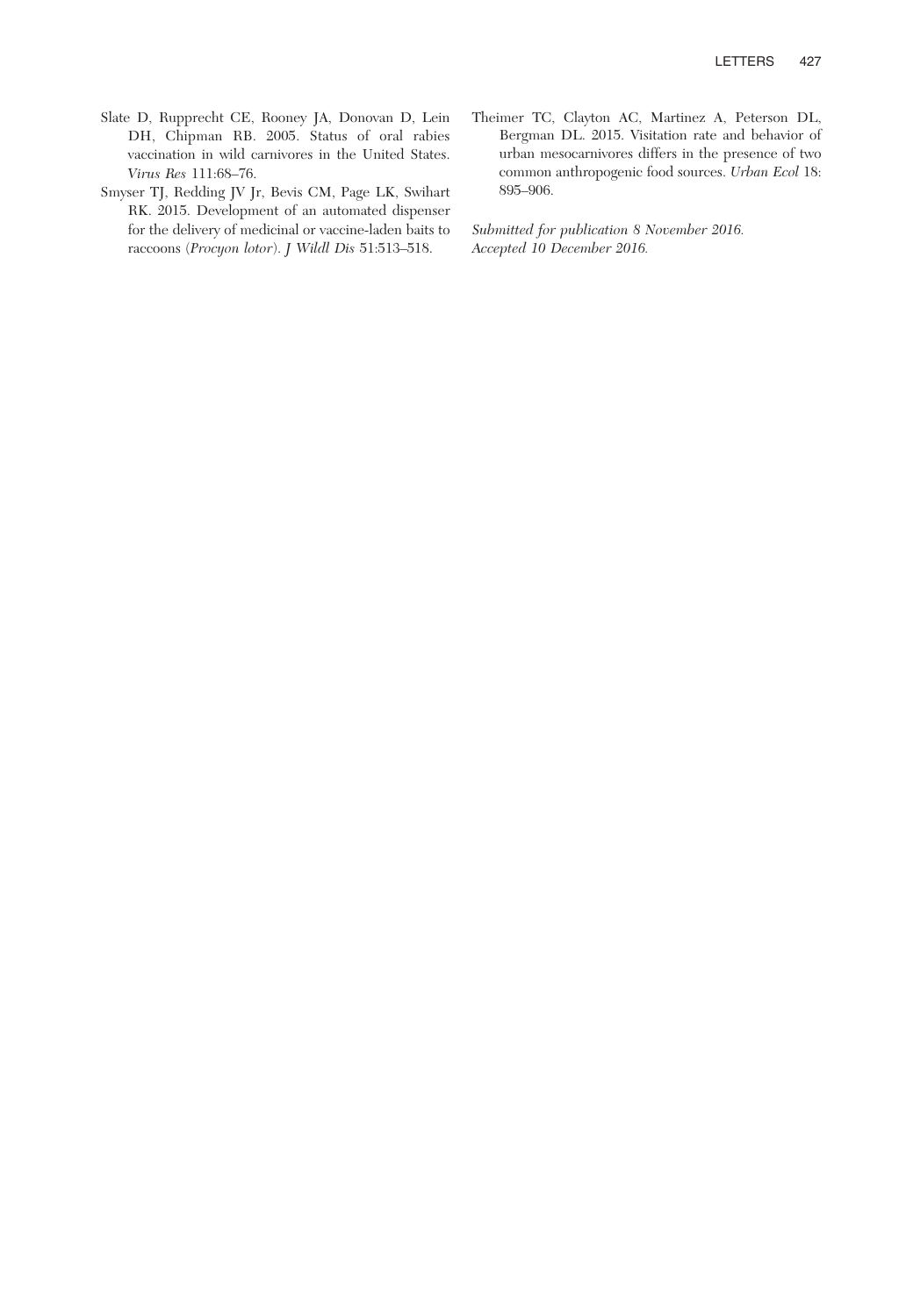Slate D, Rupprecht CE, Rooney JA, Donovan D, Lein DH, Chipman RB. 2005. Status of oral rabies vaccination in wild carnivores in the United States. *Virus Res* 111:68–76.

Smyser TJ, Redding JV Jr, Bevis CM, Page LK, Swihart RK. 2015. Development of an automated dispenser for the delivery of medicinal or vaccine-laden baits to raccoons (*Procyon lotor*). *J Wildl Dis* 51:513–518.

Theimer TC, Clayton AC, Martinez A, Peterson DL, Bergman DL. 2015. Visitation rate and behavior of urban mesocarnivores differs in the presence of two common anthropogenic food sources. *Urban Ecol* 18: 895–906.

*Submitted for publication 8 November 2016.*
*Accepted 10 December 2016.*